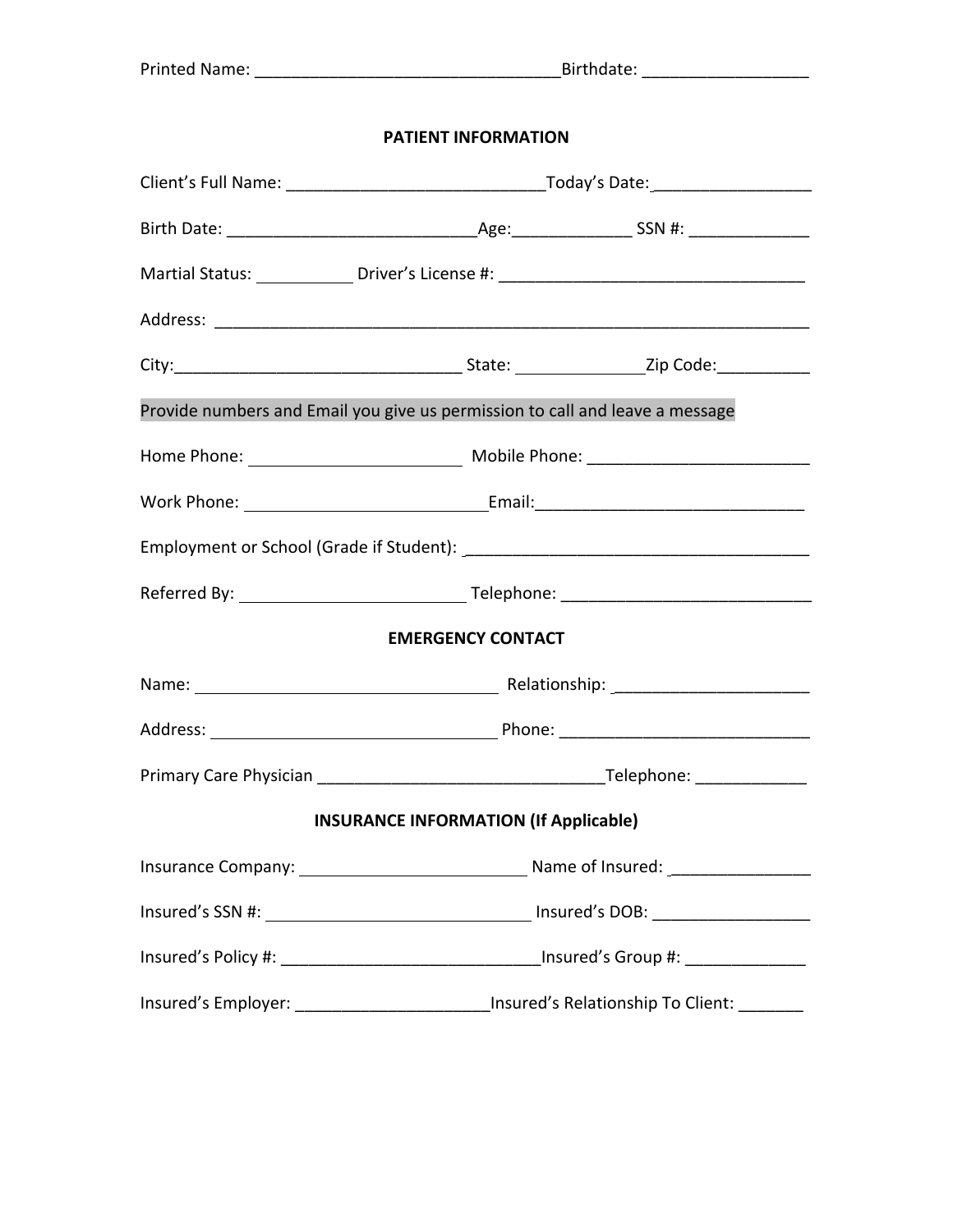Printed Name: ________________________________Birthdate: _________________

## PATIENT INFORMATION

Client's Full Name: ___________________________Today's Date: _________________

Birth Date: ___________________________Age:_____________ SSN #: _____________

Martial Status: __________ Driver's License #: _________________________________

Address: _______________________________________________________________

City:_______________________________ State: _____________Zip Code:__________

Provide numbers and Email you give us permission to call and leave a message

Home Phone: ______________________ Mobile Phone: ________________________

Work Phone: __________________________Email:_____________________________

Employment or School (Grade if Student): _____________________________________

Referred By: ________________________ Telephone: ___________________________

## EMERGENCY CONTACT

Name: ________________________________ Relationship: _____________________

Address: ______________________________ Phone: ___________________________

Primary Care Physician ______________________________Telephone: ____________

## INSURANCE INFORMATION (If Applicable)

Insurance Company: ________________________ Name of Insured: _______________

Insured's SSN #: ____________________________ Insured's DOB: _________________

Insured's Policy #: ___________________________Insured's Group #: _____________

Insured's Employer: _____________________Insured's Relationship To Client: _______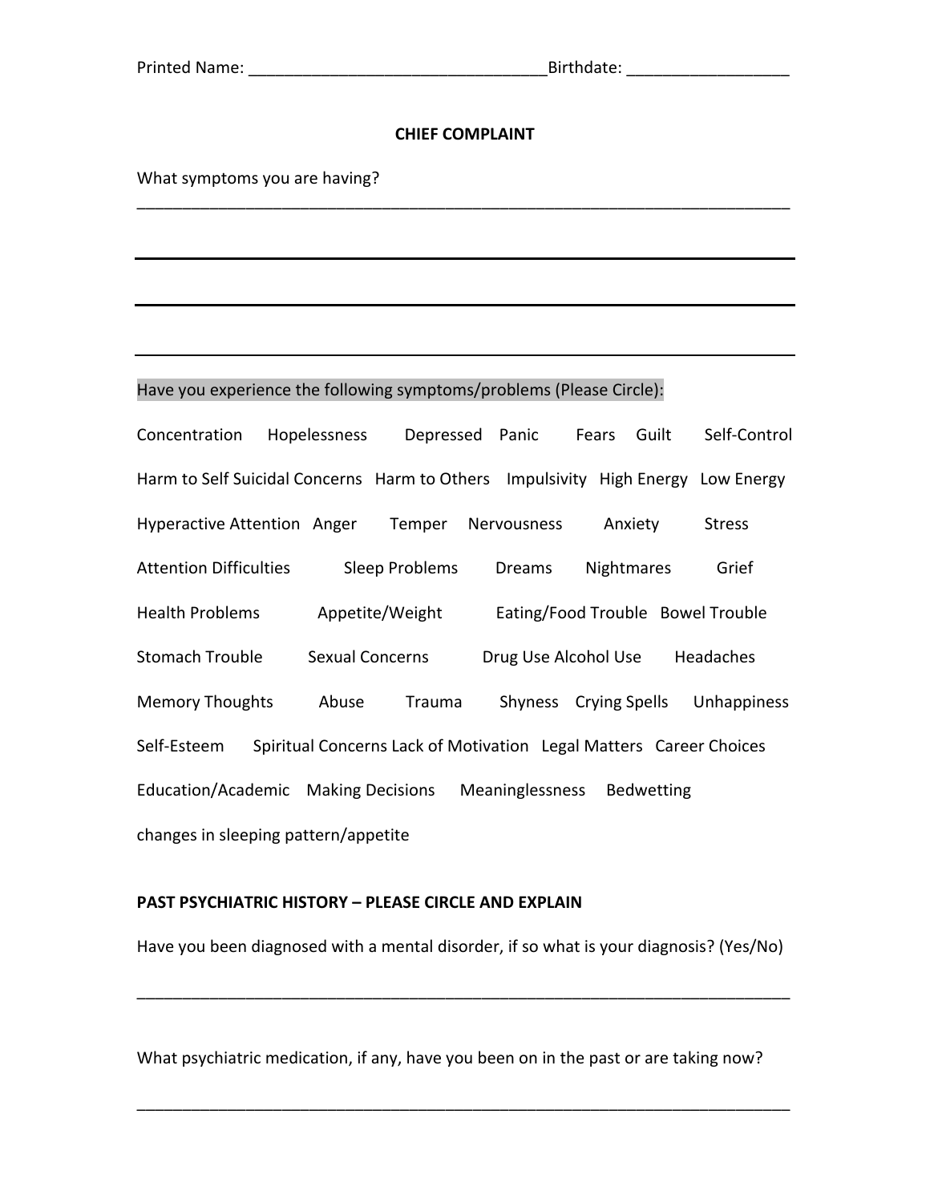Printed Name: ________________________________Birthdate: _________________

## CHIEF COMPLAINT

What symptoms you are having?

___________________________________________________________________________

___________________________________________________________________________

___________________________________________________________________________

___________________________________________________________________________

Have you experience the following symptoms/problems (Please Circle):

Concentration Hopelessness Depressed Panic Fears Guilt Self-Control

Harm to Self Suicidal Concerns Harm to Others Impulsivity High Energy Low Energy

Hyperactive Attention Anger Temper Nervousness Anxiety Stress

Attention Difficulties Sleep Problems Dreams Nightmares Grief

Health Problems Appetite/Weight Eating/Food Trouble Bowel Trouble

Stomach Trouble Sexual Concerns Drug Use Alcohol Use Headaches

Memory Thoughts Abuse Trauma Shyness Crying Spells Unhappiness

Self-Esteem Spiritual Concerns Lack of Motivation Legal Matters Career Choices

Education/Academic Making Decisions Meaninglessness Bedwetting

changes in sleeping pattern/appetite

**PAST PSYCHIATRIC HISTORY – PLEASE CIRCLE AND EXPLAIN**

Have you been diagnosed with a mental disorder, if so what is your diagnosis? (Yes/No)

___________________________________________________________________________

What psychiatric medication, if any, have you been on in the past or are taking now?

___________________________________________________________________________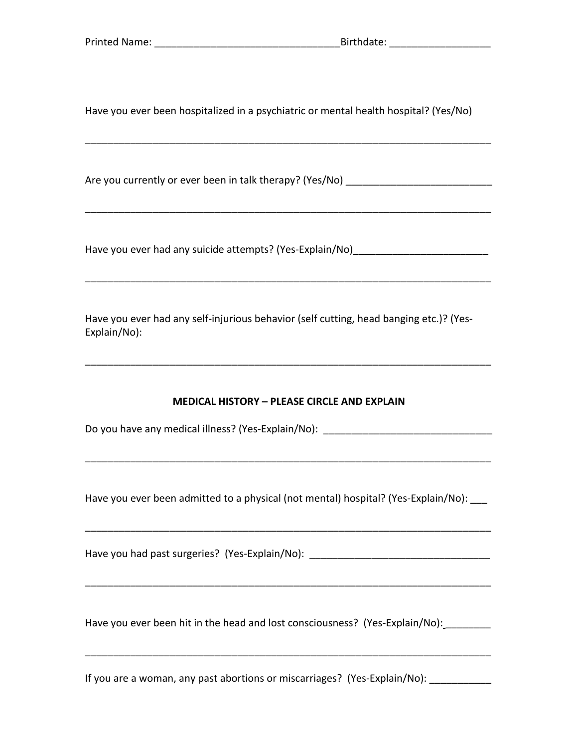Printed Name: ________________________________Birthdate: _________________

Have you ever been hospitalized in a psychiatric or mental health hospital? (Yes/No)

_________________________________________________________________________

Are you currently or ever been in talk therapy? (Yes/No) __________________________

_________________________________________________________________________

Have you ever had any suicide attempts? (Yes-Explain/No)________________________

_________________________________________________________________________

Have you ever had any self-injurious behavior (self cutting, head banging etc.)? (Yes-Explain/No):

_________________________________________________________________________

**MEDICAL HISTORY – PLEASE CIRCLE AND EXPLAIN**

Do you have any medical illness? (Yes-Explain/No): ______________________________

_________________________________________________________________________

Have you ever been admitted to a physical (not mental) hospital? (Yes-Explain/No): ___

_________________________________________________________________________

Have you had past surgeries? (Yes-Explain/No): ________________________________

_________________________________________________________________________

Have you ever been hit in the head and lost consciousness? (Yes-Explain/No): ________

_________________________________________________________________________

If you are a woman, any past abortions or miscarriages? (Yes-Explain/No): ___________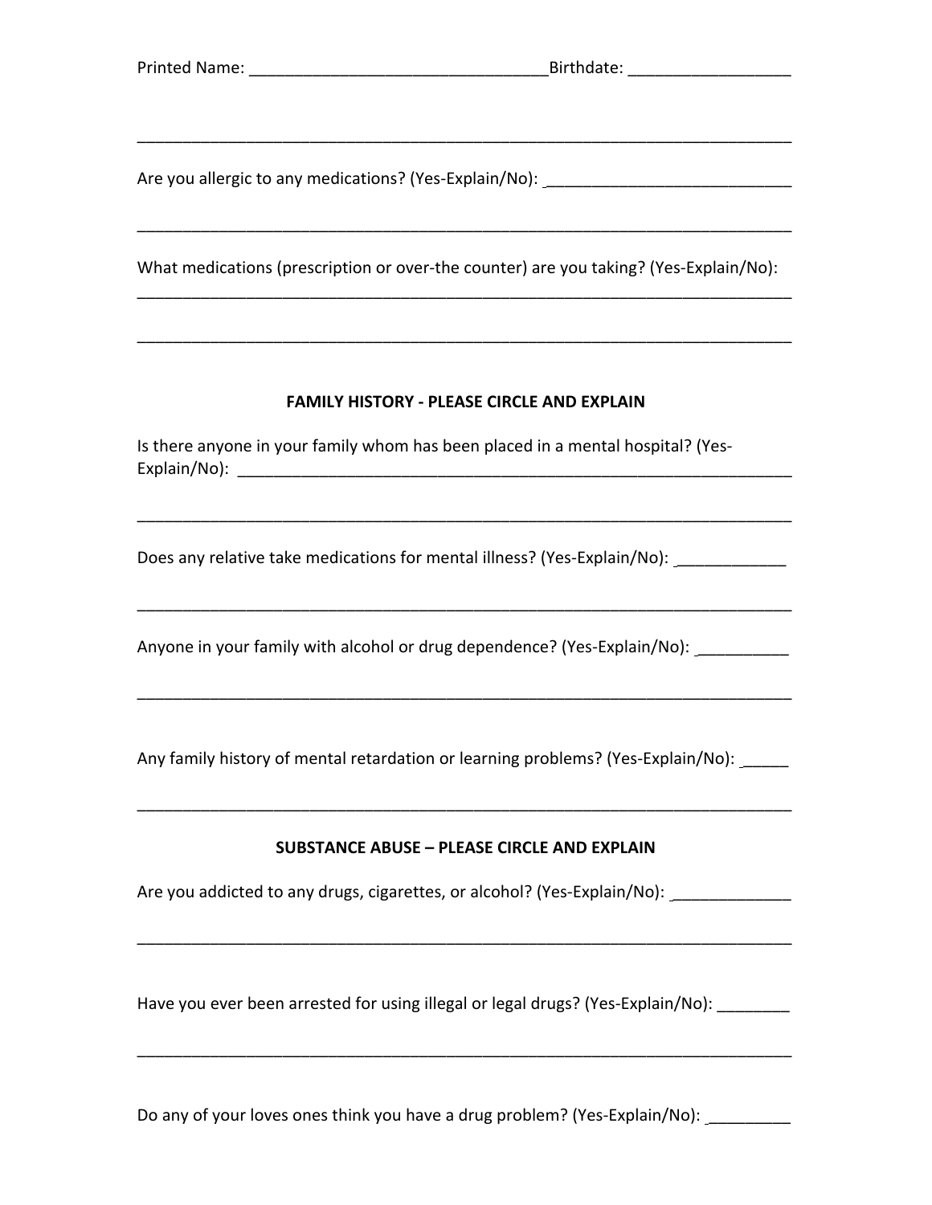Printed Name: ________________________________Birthdate: _________________

___________________________________________________________________________

Are you allergic to any medications? (Yes-Explain/No): ___________________________

___________________________________________________________________________

What medications (prescription or over-the counter) are you taking? (Yes-Explain/No):
___________________________________________________________________________

___________________________________________________________________________

**FAMILY HISTORY - PLEASE CIRCLE AND EXPLAIN**

Is there anyone in your family whom has been placed in a mental hospital? (Yes-Explain/No): ______________________________________________________________

___________________________________________________________________________

Does any relative take medications for mental illness? (Yes-Explain/No): ____________

___________________________________________________________________________

Anyone in your family with alcohol or drug dependence? (Yes-Explain/No): __________

___________________________________________________________________________

Any family history of mental retardation or learning problems? (Yes-Explain/No): _____

___________________________________________________________________________

**SUBSTANCE ABUSE – PLEASE CIRCLE AND EXPLAIN**

Are you addicted to any drugs, cigarettes, or alcohol? (Yes-Explain/No): _____________

___________________________________________________________________________

Have you ever been arrested for using illegal or legal drugs? (Yes-Explain/No): ________

___________________________________________________________________________

Do any of your loves ones think you have a drug problem? (Yes-Explain/No): _________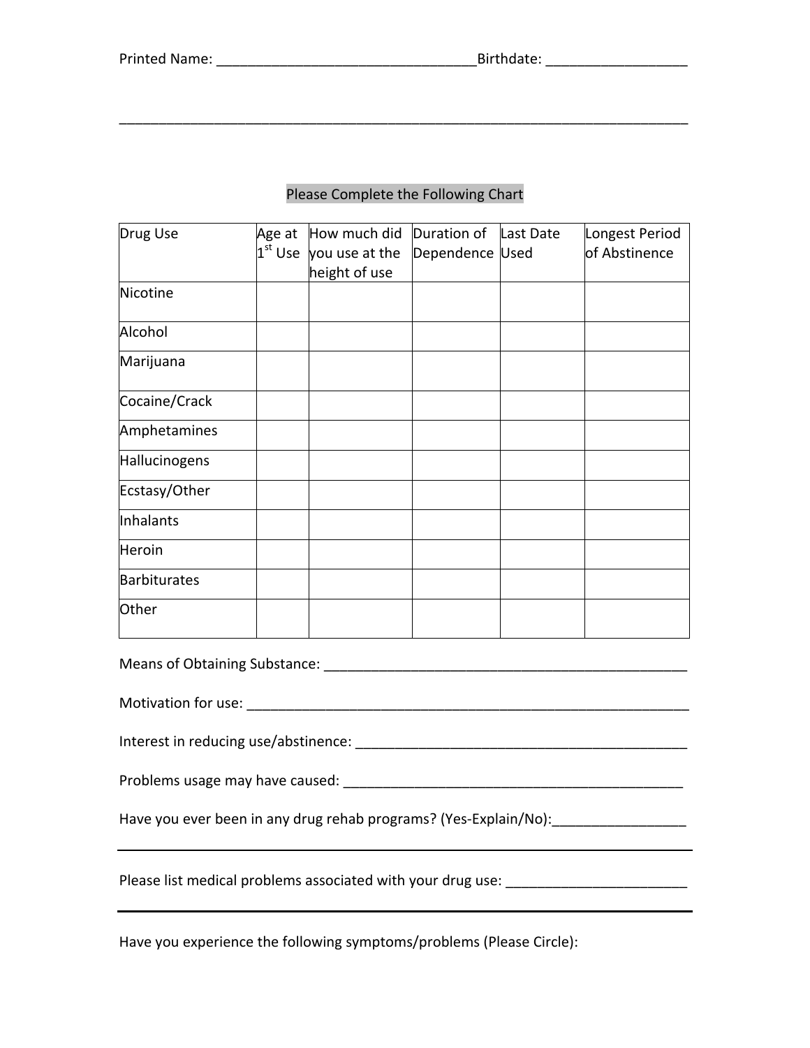Printed Name: _________________________________Birthdate: _________________

___________________________________________________________________________

Please Complete the Following Chart

| Drug Use | Age at 1st Use | How much did you use at the height of use | Duration of Dependence | Last Date Used | Longest Period of Abstinence |
|---|---|---|---|---|---|
| Nicotine | | | | | |
| Alcohol | | | | | |
| Marijuana | | | | | |
| Cocaine/Crack | | | | | |
| Amphetamines | | | | | |
| Hallucinogens | | | | | |
| Ecstasy/Other | | | | | |
| Inhalants | | | | | |
| Heroin | | | | | |
| Barbiturates | | | | | |
| Other | | | | | |

Means of Obtaining Substance: _______________________________________________

Motivation for use: __________________________________________________________

Interest in reducing use/abstinence: ___________________________________________

Problems usage may have caused: ____________________________________________

Have you ever been in any drug rehab programs? (Yes-Explain/No):_________________

___________________________________________________________________________

Please list medical problems associated with your drug use: _______________________

___________________________________________________________________________

Have you experience the following symptoms/problems (Please Circle):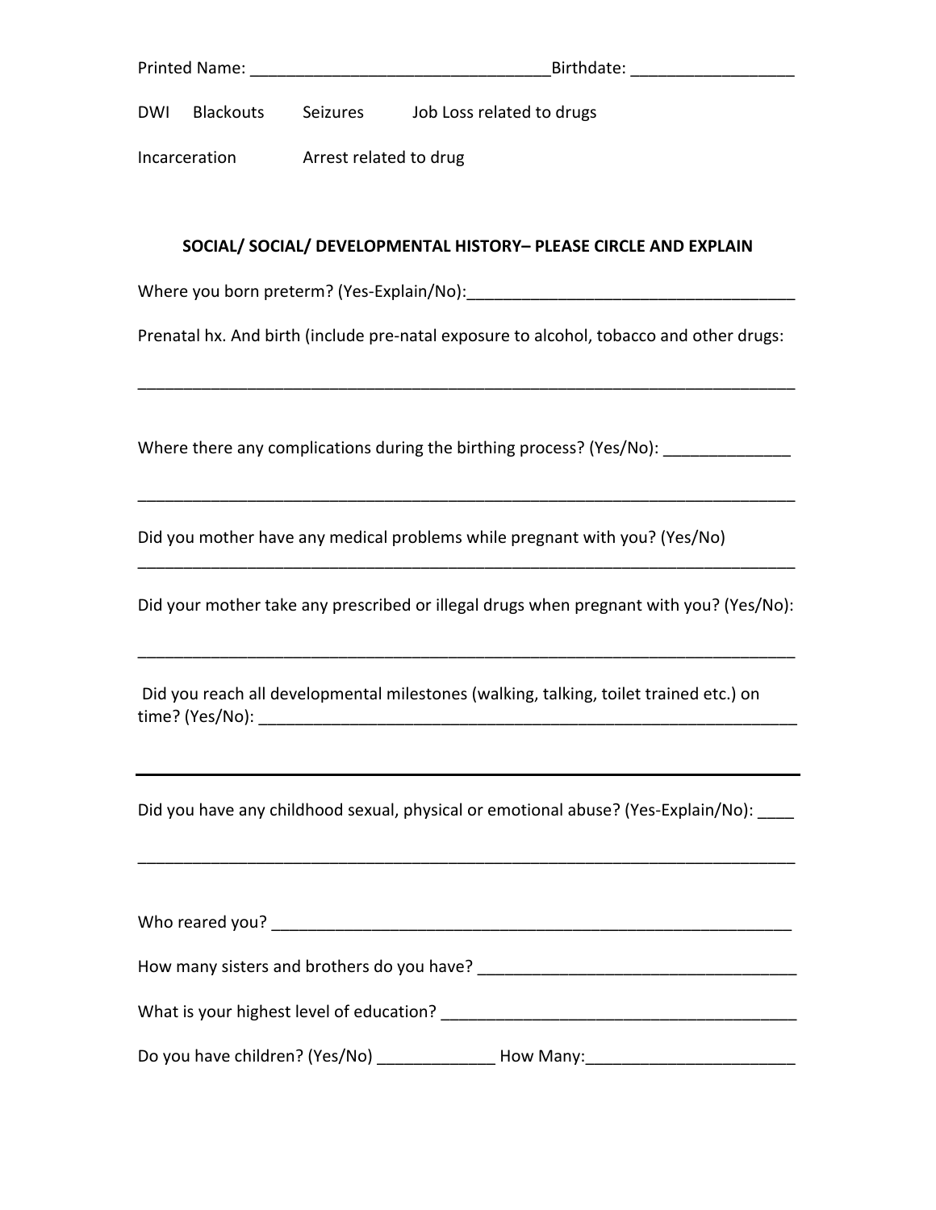Printed Name: ________________________________Birthdate: _________________

DWI     Blackouts     Seizures     Job Loss related to drugs

Incarceration     Arrest related to drug

**SOCIAL/ SOCIAL/ DEVELOPMENTAL HISTORY– PLEASE CIRCLE AND EXPLAIN**

Where you born preterm? (Yes-Explain/No):____________________________________

Prenatal hx. And birth (include pre-natal exposure to alcohol, tobacco and other drugs:

__________________________________________________________________________

Where there any complications during the birthing process? (Yes/No): ______________

__________________________________________________________________________

Did you mother have any medical problems while pregnant with you? (Yes/No)

__________________________________________________________________________

Did your mother take any prescribed or illegal drugs when pregnant with you? (Yes/No):

__________________________________________________________________________

Did you reach all developmental milestones (walking, talking, toilet trained etc.) on time? (Yes/No): ____________________________________________________________

__________________________________________________________________________

Did you have any childhood sexual, physical or emotional abuse? (Yes-Explain/No): ____

__________________________________________________________________________

Who reared you? __________________________________________________________

How many sisters and brothers do you have? ___________________________________

What is your highest level of education? _______________________________________

Do you have children? (Yes/No) _____________ How Many:_______________________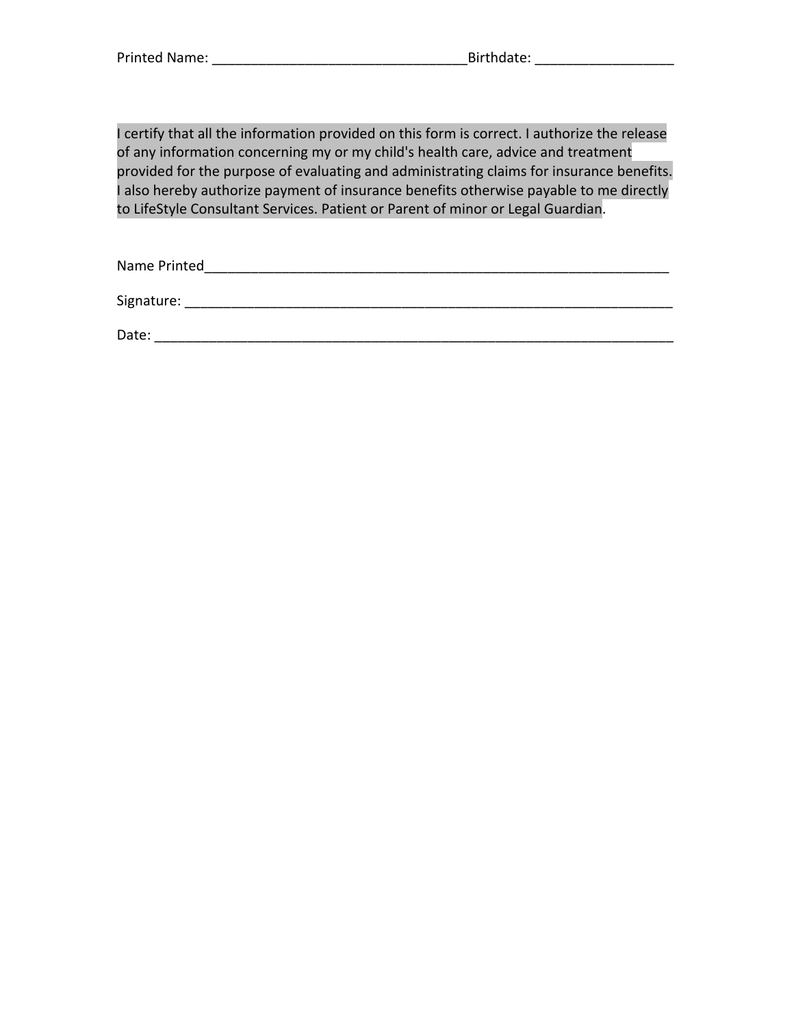Printed Name: ________________________________Birthdate: _________________

I certify that all the information provided on this form is correct. I authorize the release of any information concerning my or my child's health care, advice and treatment provided for the purpose of evaluating and administrating claims for insurance benefits. I also hereby authorize payment of insurance benefits otherwise payable to me directly to LifeStyle Consultant Services. Patient or Parent of minor or Legal Guardian.

Name Printed_______________________________________________________________

Signature: _________________________________________________________________

Date: _____________________________________________________________________